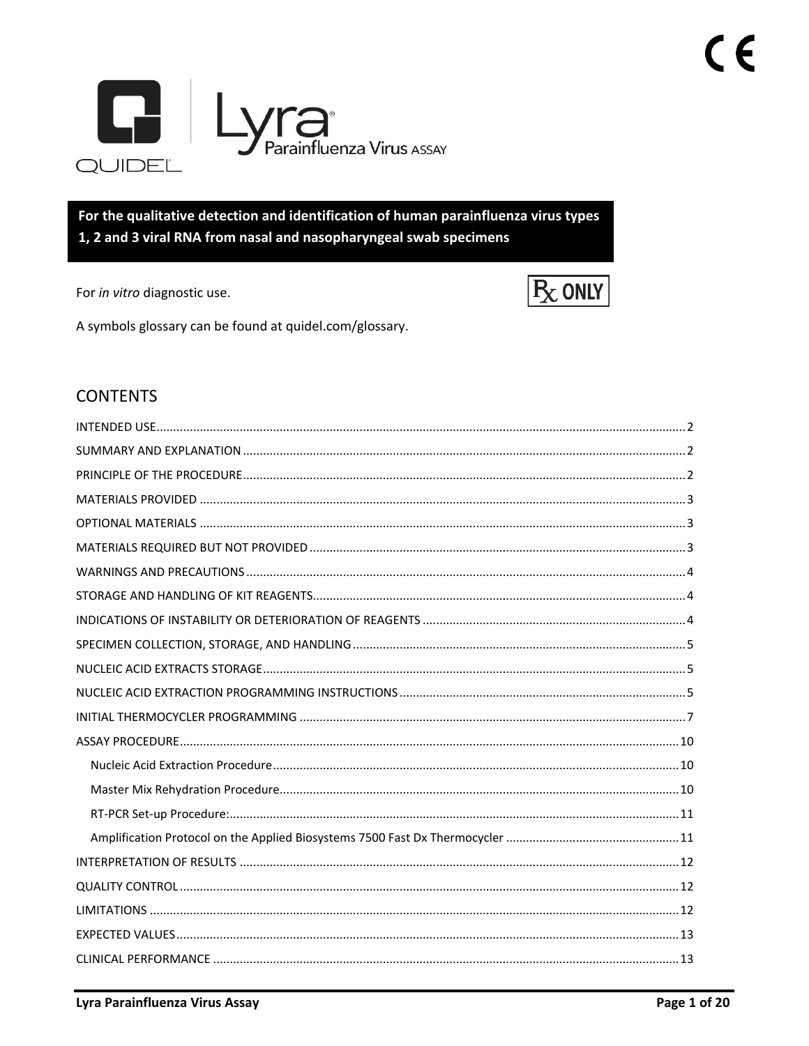# Lyra® Parainfluenza Virus ASSAY

QUIDEL®

**For the qualitative detection and identification of human parainfluenza virus types 1, 2 and 3 viral RNA from nasal and nasopharyngeal swab specimens**

For *in vitro* diagnostic use.

Rx ONLY

A symbols glossary can be found at quidel.com/glossary.

## CONTENTS

- INTENDED USE ........ 2
- SUMMARY AND EXPLANATION ........ 2
- PRINCIPLE OF THE PROCEDURE ........ 2
- MATERIALS PROVIDED ........ 3
- OPTIONAL MATERIALS ........ 3
- MATERIALS REQUIRED BUT NOT PROVIDED ........ 3
- WARNINGS AND PRECAUTIONS ........ 4
- STORAGE AND HANDLING OF KIT REAGENTS ........ 4
- INDICATIONS OF INSTABILITY OR DETERIORATION OF REAGENTS ........ 4
- SPECIMEN COLLECTION, STORAGE, AND HANDLING ........ 5
- NUCLEIC ACID EXTRACTS STORAGE ........ 5
- NUCLEIC ACID EXTRACTION PROGRAMMING INSTRUCTIONS ........ 5
- INITIAL THERMOCYCLER PROGRAMMING ........ 7
- ASSAY PROCEDURE ........ 10
  - Nucleic Acid Extraction Procedure ........ 10
  - Master Mix Rehydration Procedure ........ 10
  - RT-PCR Set-up Procedure: ........ 11
  - Amplification Protocol on the Applied Biosystems 7500 Fast Dx Thermocycler ........ 11
- INTERPRETATION OF RESULTS ........ 12
- QUALITY CONTROL ........ 12
- LIMITATIONS ........ 12
- EXPECTED VALUES ........ 13
- CLINICAL PERFORMANCE ........ 13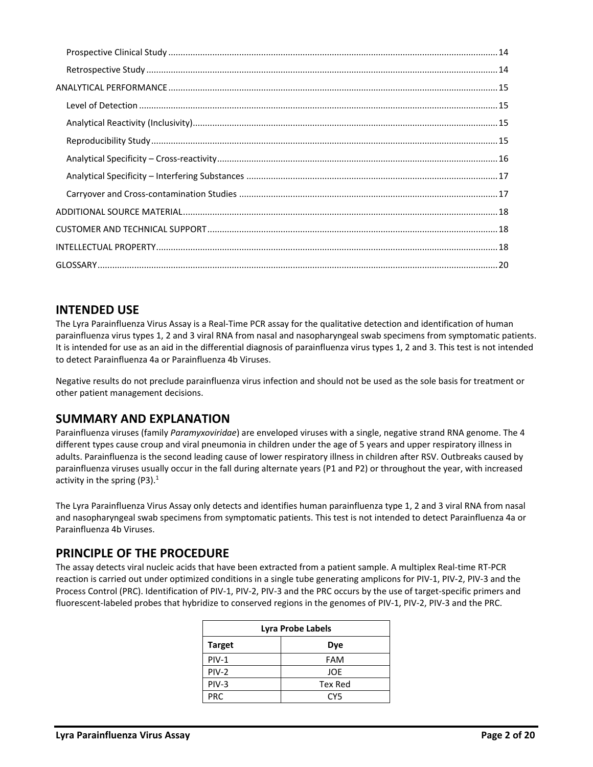Prospective Clinical Study ..... 14

Retrospective Study ..... 14

ANALYTICAL PERFORMANCE ..... 15

Level of Detection ..... 15

Analytical Reactivity (Inclusivity) ..... 15

Reproducibility Study ..... 15

Analytical Specificity – Cross-reactivity ..... 16

Analytical Specificity – Interfering Substances ..... 17

Carryover and Cross-contamination Studies ..... 17

ADDITIONAL SOURCE MATERIAL ..... 18

CUSTOMER AND TECHNICAL SUPPORT ..... 18

INTELLECTUAL PROPERTY ..... 18

GLOSSARY ..... 20

## INTENDED USE

The Lyra Parainfluenza Virus Assay is a Real-Time PCR assay for the qualitative detection and identification of human parainfluenza virus types 1, 2 and 3 viral RNA from nasal and nasopharyngeal swab specimens from symptomatic patients. It is intended for use as an aid in the differential diagnosis of parainfluenza virus types 1, 2 and 3. This test is not intended to detect Parainfluenza 4a or Parainfluenza 4b Viruses.

Negative results do not preclude parainfluenza virus infection and should not be used as the sole basis for treatment or other patient management decisions.

## SUMMARY AND EXPLANATION

Parainfluenza viruses (family *Paramyxoviridae*) are enveloped viruses with a single, negative strand RNA genome. The 4 different types cause croup and viral pneumonia in children under the age of 5 years and upper respiratory illness in adults. Parainfluenza is the second leading cause of lower respiratory illness in children after RSV. Outbreaks caused by parainfluenza viruses usually occur in the fall during alternate years (P1 and P2) or throughout the year, with increased activity in the spring (P3).[1]

The Lyra Parainfluenza Virus Assay only detects and identifies human parainfluenza type 1, 2 and 3 viral RNA from nasal and nasopharyngeal swab specimens from symptomatic patients. This test is not intended to detect Parainfluenza 4a or Parainfluenza 4b Viruses.

## PRINCIPLE OF THE PROCEDURE

The assay detects viral nucleic acids that have been extracted from a patient sample. A multiplex Real-time RT-PCR reaction is carried out under optimized conditions in a single tube generating amplicons for PIV-1, PIV-2, PIV-3 and the Process Control (PRC). Identification of PIV-1, PIV-2, PIV-3 and the PRC occurs by the use of target-specific primers and fluorescent-labeled probes that hybridize to conserved regions in the genomes of PIV-1, PIV-2, PIV-3 and the PRC.

| Lyra Probe Labels | |
|---|---|
| **Target** | **Dye** |
| PIV-1 | FAM |
| PIV-2 | JOE |
| PIV-3 | Tex Red |
| PRC | CY5 |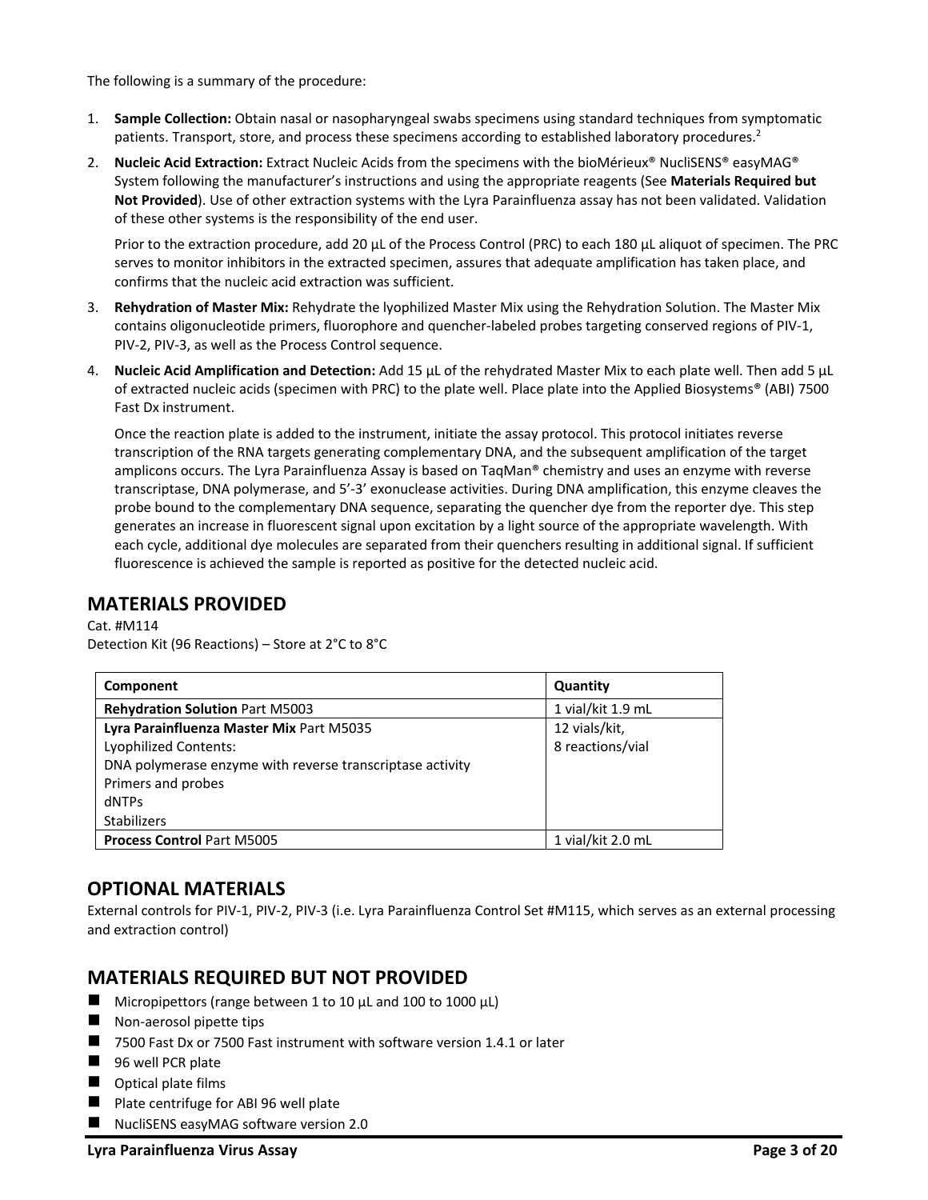The following is a summary of the procedure:

1. **Sample Collection:** Obtain nasal or nasopharyngeal swabs specimens using standard techniques from symptomatic patients. Transport, store, and process these specimens according to established laboratory procedures.[2]
2. **Nucleic Acid Extraction:** Extract Nucleic Acids from the specimens with the bioMérieux® NucliSENS® easyMAG® System following the manufacturer's instructions and using the appropriate reagents (See **Materials Required but Not Provided**). Use of other extraction systems with the Lyra Parainfluenza assay has not been validated. Validation of these other systems is the responsibility of the end user.

   Prior to the extraction procedure, add 20 µL of the Process Control (PRC) to each 180 µL aliquot of specimen. The PRC serves to monitor inhibitors in the extracted specimen, assures that adequate amplification has taken place, and confirms that the nucleic acid extraction was sufficient.
3. **Rehydration of Master Mix:** Rehydrate the lyophilized Master Mix using the Rehydration Solution. The Master Mix contains oligonucleotide primers, fluorophore and quencher-labeled probes targeting conserved regions of PIV-1, PIV-2, PIV-3, as well as the Process Control sequence.
4. **Nucleic Acid Amplification and Detection:** Add 15 µL of the rehydrated Master Mix to each plate well. Then add 5 µL of extracted nucleic acids (specimen with PRC) to the plate well. Place plate into the Applied Biosystems® (ABI) 7500 Fast Dx instrument.

   Once the reaction plate is added to the instrument, initiate the assay protocol. This protocol initiates reverse transcription of the RNA targets generating complementary DNA, and the subsequent amplification of the target amplicons occurs. The Lyra Parainfluenza Assay is based on TaqMan® chemistry and uses an enzyme with reverse transcriptase, DNA polymerase, and 5'-3' exonuclease activities. During DNA amplification, this enzyme cleaves the probe bound to the complementary DNA sequence, separating the quencher dye from the reporter dye. This step generates an increase in fluorescent signal upon excitation by a light source of the appropriate wavelength. With each cycle, additional dye molecules are separated from their quenchers resulting in additional signal. If sufficient fluorescence is achieved the sample is reported as positive for the detected nucleic acid.

## MATERIALS PROVIDED

Cat. #M114
Detection Kit (96 Reactions) – Store at 2°C to 8°C

| Component | Quantity |
|---|---|
| **Rehydration Solution** Part M5003 | 1 vial/kit 1.9 mL |
| **Lyra Parainfluenza Master Mix** Part M5035<br>Lyophilized Contents:<br>DNA polymerase enzyme with reverse transcriptase activity<br>Primers and probes<br>dNTPs<br>Stabilizers | 12 vials/kit,<br>8 reactions/vial |
| **Process Control** Part M5005 | 1 vial/kit 2.0 mL |

## OPTIONAL MATERIALS

External controls for PIV-1, PIV-2, PIV-3 (i.e. Lyra Parainfluenza Control Set #M115, which serves as an external processing and extraction control)

## MATERIALS REQUIRED BUT NOT PROVIDED

- Micropipettors (range between 1 to 10 µL and 100 to 1000 µL)
- Non-aerosol pipette tips
- 7500 Fast Dx or 7500 Fast instrument with software version 1.4.1 or later
- 96 well PCR plate
- Optical plate films
- Plate centrifuge for ABI 96 well plate
- NucliSENS easyMAG software version 2.0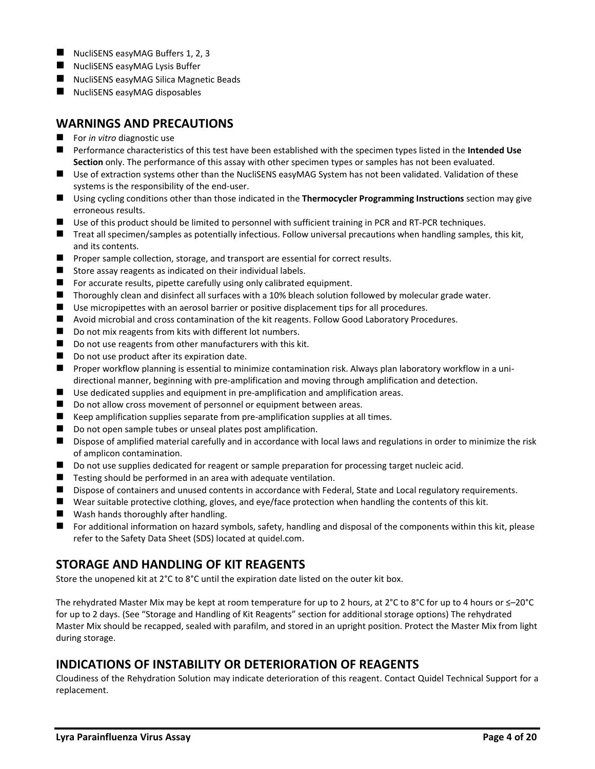- NucliSENS easyMAG Buffers 1, 2, 3
- NucliSENS easyMAG Lysis Buffer
- NucliSENS easyMAG Silica Magnetic Beads
- NucliSENS easyMAG disposables

## WARNINGS AND PRECAUTIONS

- For *in vitro* diagnostic use
- Performance characteristics of this test have been established with the specimen types listed in the **Intended Use Section** only. The performance of this assay with other specimen types or samples has not been evaluated.
- Use of extraction systems other than the NucliSENS easyMAG System has not been validated. Validation of these systems is the responsibility of the end-user.
- Using cycling conditions other than those indicated in the **Thermocycler Programming Instructions** section may give erroneous results.
- Use of this product should be limited to personnel with sufficient training in PCR and RT-PCR techniques.
- Treat all specimen/samples as potentially infectious. Follow universal precautions when handling samples, this kit, and its contents.
- Proper sample collection, storage, and transport are essential for correct results.
- Store assay reagents as indicated on their individual labels.
- For accurate results, pipette carefully using only calibrated equipment.
- Thoroughly clean and disinfect all surfaces with a 10% bleach solution followed by molecular grade water.
- Use micropipettes with an aerosol barrier or positive displacement tips for all procedures.
- Avoid microbial and cross contamination of the kit reagents. Follow Good Laboratory Procedures.
- Do not mix reagents from kits with different lot numbers.
- Do not use reagents from other manufacturers with this kit.
- Do not use product after its expiration date.
- Proper workflow planning is essential to minimize contamination risk. Always plan laboratory workflow in a uni-directional manner, beginning with pre-amplification and moving through amplification and detection.
- Use dedicated supplies and equipment in pre-amplification and amplification areas.
- Do not allow cross movement of personnel or equipment between areas.
- Keep amplification supplies separate from pre-amplification supplies at all times.
- Do not open sample tubes or unseal plates post amplification.
- Dispose of amplified material carefully and in accordance with local laws and regulations in order to minimize the risk of amplicon contamination.
- Do not use supplies dedicated for reagent or sample preparation for processing target nucleic acid.
- Testing should be performed in an area with adequate ventilation.
- Dispose of containers and unused contents in accordance with Federal, State and Local regulatory requirements.
- Wear suitable protective clothing, gloves, and eye/face protection when handling the contents of this kit.
- Wash hands thoroughly after handling.
- For additional information on hazard symbols, safety, handling and disposal of the components within this kit, please refer to the Safety Data Sheet (SDS) located at quidel.com.

## STORAGE AND HANDLING OF KIT REAGENTS

Store the unopened kit at 2°C to 8°C until the expiration date listed on the outer kit box.

The rehydrated Master Mix may be kept at room temperature for up to 2 hours, at 2°C to 8°C for up to 4 hours or ≤–20°C for up to 2 days. (See "Storage and Handling of Kit Reagents" section for additional storage options) The rehydrated Master Mix should be recapped, sealed with parafilm, and stored in an upright position. Protect the Master Mix from light during storage.

## INDICATIONS OF INSTABILITY OR DETERIORATION OF REAGENTS

Cloudiness of the Rehydration Solution may indicate deterioration of this reagent. Contact Quidel Technical Support for a replacement.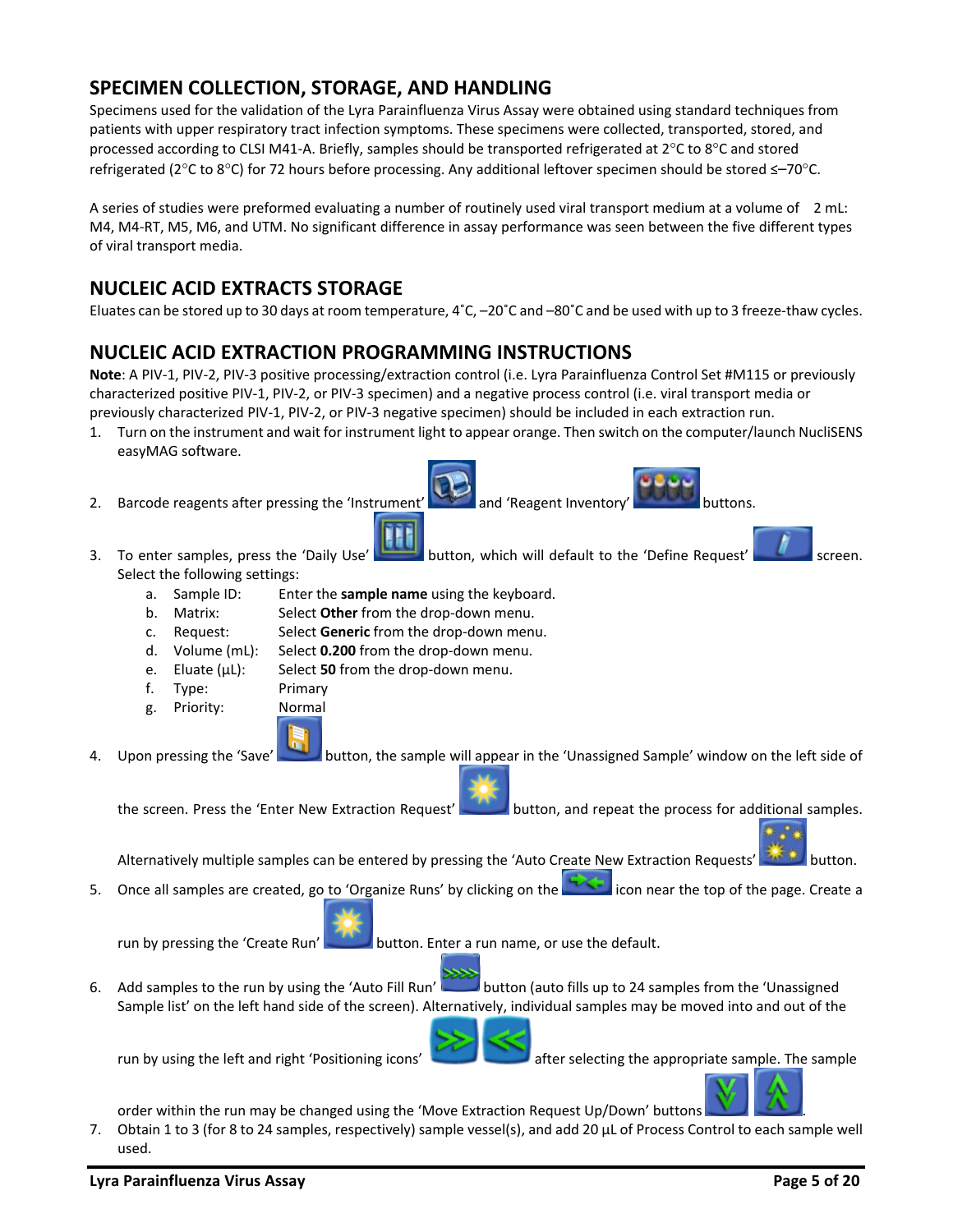## SPECIMEN COLLECTION, STORAGE, AND HANDLING

Specimens used for the validation of the Lyra Parainfluenza Virus Assay were obtained using standard techniques from patients with upper respiratory tract infection symptoms. These specimens were collected, transported, stored, and processed according to CLSI M41-A. Briefly, samples should be transported refrigerated at 2°C to 8°C and stored refrigerated (2°C to 8°C) for 72 hours before processing. Any additional leftover specimen should be stored ≤–70°C.

A series of studies were preformed evaluating a number of routinely used viral transport medium at a volume of 2 mL: M4, M4-RT, M5, M6, and UTM. No significant difference in assay performance was seen between the five different types of viral transport media.

## NUCLEIC ACID EXTRACTS STORAGE

Eluates can be stored up to 30 days at room temperature, 4˚C, –20˚C and –80˚C and be used with up to 3 freeze-thaw cycles.

## NUCLEIC ACID EXTRACTION PROGRAMMING INSTRUCTIONS

**Note**: A PIV-1, PIV-2, PIV-3 positive processing/extraction control (i.e. Lyra Parainfluenza Control Set #M115 or previously characterized positive PIV-1, PIV-2, or PIV-3 specimen) and a negative process control (i.e. viral transport media or previously characterized PIV-1, PIV-2, or PIV-3 negative specimen) should be included in each extraction run.

1. Turn on the instrument and wait for instrument light to appear orange. Then switch on the computer/launch NucliSENS easyMAG software.
2. Barcode reagents after pressing the 'Instrument' and 'Reagent Inventory' buttons.
3. To enter samples, press the 'Daily Use' button, which will default to the 'Define Request' screen. Select the following settings:
   a. Sample ID: Enter the **sample name** using the keyboard.
   b. Matrix: Select **Other** from the drop-down menu.
   c. Request: Select **Generic** from the drop-down menu.
   d. Volume (mL): Select **0.200** from the drop-down menu.
   e. Eluate (µL): Select **50** from the drop-down menu.
   f. Type: Primary
   g. Priority: Normal
4. Upon pressing the 'Save' button, the sample will appear in the 'Unassigned Sample' window on the left side of the screen. Press the 'Enter New Extraction Request' button, and repeat the process for additional samples. Alternatively multiple samples can be entered by pressing the 'Auto Create New Extraction Requests' button.
5. Once all samples are created, go to 'Organize Runs' by clicking on the icon near the top of the page. Create a run by pressing the 'Create Run' button. Enter a run name, or use the default.
6. Add samples to the run by using the 'Auto Fill Run' button (auto fills up to 24 samples from the 'Unassigned Sample list' on the left hand side of the screen). Alternatively, individual samples may be moved into and out of the run by using the left and right 'Positioning icons' after selecting the appropriate sample. The sample order within the run may be changed using the 'Move Extraction Request Up/Down' buttons .
7. Obtain 1 to 3 (for 8 to 24 samples, respectively) sample vessel(s), and add 20 µL of Process Control to each sample well used.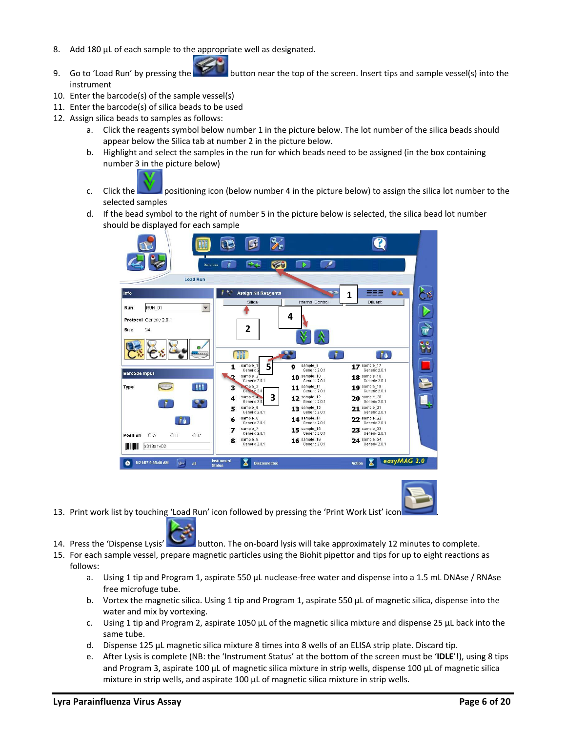8. Add 180 µL of each sample to the appropriate well as designated.
9. Go to 'Load Run' by pressing the button near the top of the screen. Insert tips and sample vessel(s) into the instrument
10. Enter the barcode(s) of the sample vessel(s)
11. Enter the barcode(s) of silica beads to be used
12. Assign silica beads to samples as follows:
    a. Click the reagents symbol below number 1 in the picture below. The lot number of the silica beads should appear below the Silica tab at number 2 in the picture below.
    b. Highlight and select the samples in the run for which beads need to be assigned (in the box containing number 3 in the picture below)
    c. Click the positioning icon (below number 4 in the picture below) to assign the silica lot number to the selected samples
    d. If the bead symbol to the right of number 5 in the picture below is selected, the silica bead lot number should be displayed for each sample
13. Print work list by touching 'Load Run' icon followed by pressing the 'Print Work List' icon.
14. Press the 'Dispense Lysis' button. The on-board lysis will take approximately 12 minutes to complete.
15. For each sample vessel, prepare magnetic particles using the Biohit pipettor and tips for up to eight reactions as follows:
    a. Using 1 tip and Program 1, aspirate 550 µL nuclease-free water and dispense into a 1.5 mL DNAse / RNAse free microfuge tube.
    b. Vortex the magnetic silica. Using 1 tip and Program 1, aspirate 550 µL of magnetic silica, dispense into the water and mix by vortexing.
    c. Using 1 tip and Program 2, aspirate 1050 µL of the magnetic silica mixture and dispense 25 µL back into the same tube.
    d. Dispense 125 µL magnetic silica mixture 8 times into 8 wells of an ELISA strip plate. Discard tip.
    e. After Lysis is complete (NB: the 'Instrument Status' at the bottom of the screen must be '**IDLE**'!), using 8 tips and Program 3, aspirate 100 µL of magnetic silica mixture in strip wells, dispense 100 µL of magnetic silica mixture in strip wells, and aspirate 100 µL of magnetic silica mixture in strip wells.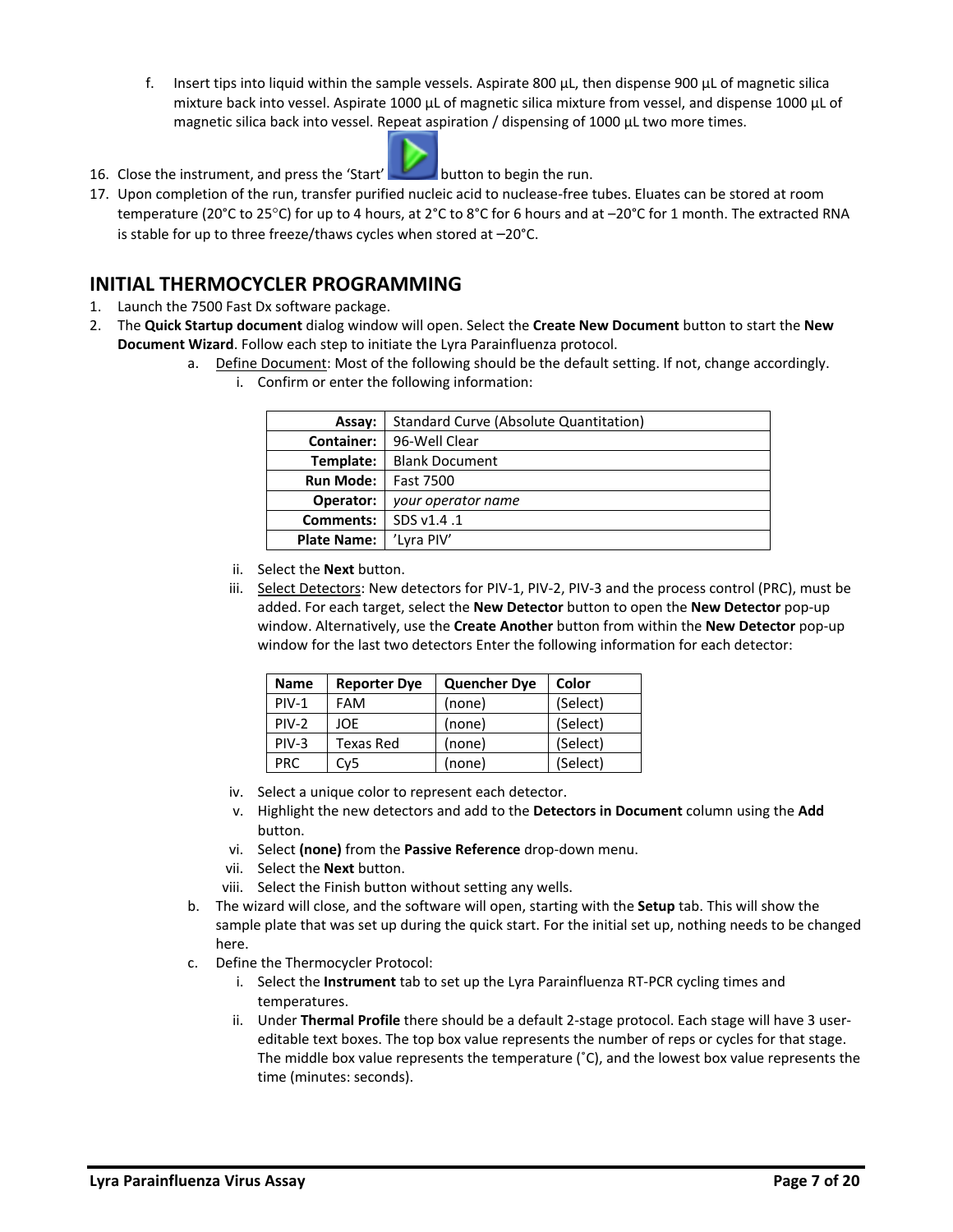f. Insert tips into liquid within the sample vessels. Aspirate 800 µL, then dispense 900 µL of magnetic silica mixture back into vessel. Aspirate 1000 µL of magnetic silica mixture from vessel, and dispense 1000 µL of magnetic silica back into vessel. Repeat aspiration / dispensing of 1000 µL two more times.

16. Close the instrument, and press the 'Start' button to begin the run.
17. Upon completion of the run, transfer purified nucleic acid to nuclease-free tubes. Eluates can be stored at room temperature (20°C to 25°C) for up to 4 hours, at 2°C to 8°C for 6 hours and at –20°C for 1 month. The extracted RNA is stable for up to three freeze/thaws cycles when stored at –20°C.

## INITIAL THERMOCYCLER PROGRAMMING

1. Launch the 7500 Fast Dx software package.
2. The **Quick Startup document** dialog window will open. Select the **Create New Document** button to start the **New Document Wizard**. Follow each step to initiate the Lyra Parainfluenza protocol.
   a. Define Document: Most of the following should be the default setting. If not, change accordingly.
      i. Confirm or enter the following information:

| | |
|---|---|
| **Assay:** | Standard Curve (Absolute Quantitation) |
| **Container:** | 96-Well Clear |
| **Template:** | Blank Document |
| **Run Mode:** | Fast 7500 |
| **Operator:** | *your operator name* |
| **Comments:** | SDS v1.4 .1 |
| **Plate Name:** | 'Lyra PIV' |

      ii. Select the **Next** button.
      iii. Select Detectors: New detectors for PIV-1, PIV-2, PIV-3 and the process control (PRC), must be added. For each target, select the **New Detector** button to open the **New Detector** pop-up window. Alternatively, use the **Create Another** button from within the **New Detector** pop-up window for the last two detectors Enter the following information for each detector:

| Name | Reporter Dye | Quencher Dye | Color |
|---|---|---|---|
| PIV-1 | FAM | (none) | (Select) |
| PIV-2 | JOE | (none) | (Select) |
| PIV-3 | Texas Red | (none) | (Select) |
| PRC | Cy5 | (none) | (Select) |

      iv. Select a unique color to represent each detector.
      v. Highlight the new detectors and add to the **Detectors in Document** column using the **Add** button.
      vi. Select **(none)** from the **Passive Reference** drop-down menu.
      vii. Select the **Next** button.
      viii. Select the Finish button without setting any wells.
   b. The wizard will close, and the software will open, starting with the **Setup** tab. This will show the sample plate that was set up during the quick start. For the initial set up, nothing needs to be changed here.
   c. Define the Thermocycler Protocol:
      i. Select the **Instrument** tab to set up the Lyra Parainfluenza RT-PCR cycling times and temperatures.
      ii. Under **Thermal Profile** there should be a default 2-stage protocol. Each stage will have 3 user-editable text boxes. The top box value represents the number of reps or cycles for that stage. The middle box value represents the temperature (˚C), and the lowest box value represents the time (minutes: seconds).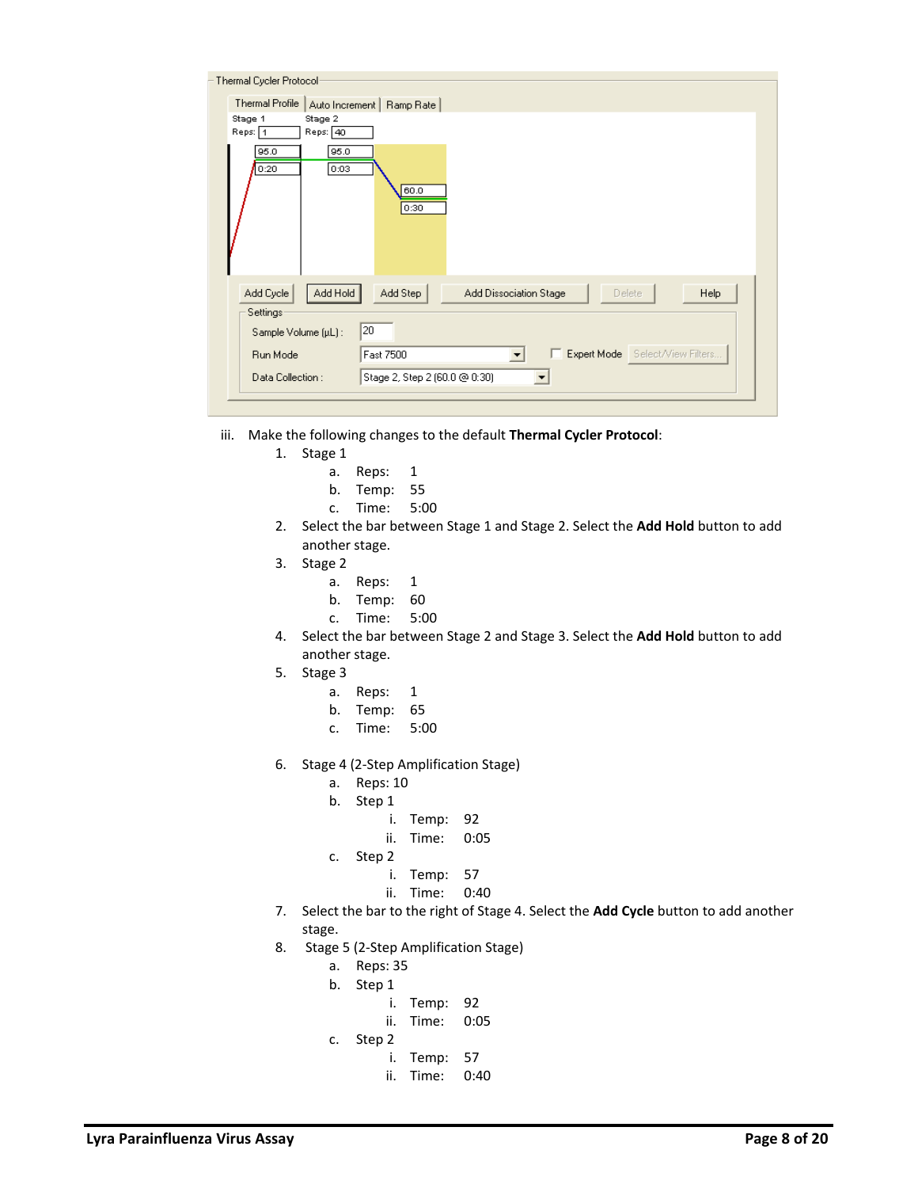Thermal Cycler Protocol

Thermal Profile | Auto Increment | Ramp Rate

Stage 1 Reps: 1 — 95.0, 0:20

Stage 2 Reps: 40 — 95.0, 0:03; 60.0, 0:30

Add Cycle | Add Hold | Add Step | Add Dissociation Stage | Delete | Help

Settings

Sample Volume (µL): 20

Run Mode: Fast 7500

Expert Mode | Select/View Filters...

Data Collection: Stage 2, Step 2 (60.0 @ 0:30)

iii. Make the following changes to the default **Thermal Cycler Protocol**:

1. Stage 1
   a. Reps: 1
   b. Temp: 55
   c. Time: 5:00
2. Select the bar between Stage 1 and Stage 2. Select the **Add Hold** button to add another stage.
3. Stage 2
   a. Reps: 1
   b. Temp: 60
   c. Time: 5:00
4. Select the bar between Stage 2 and Stage 3. Select the **Add Hold** button to add another stage.
5. Stage 3
   a. Reps: 1
   b. Temp: 65
   c. Time: 5:00
6. Stage 4 (2-Step Amplification Stage)
   a. Reps: 10
   b. Step 1
      i. Temp: 92
      ii. Time: 0:05
   c. Step 2
      i. Temp: 57
      ii. Time: 0:40
7. Select the bar to the right of Stage 4. Select the **Add Cycle** button to add another stage.
8. Stage 5 (2-Step Amplification Stage)
   a. Reps: 35
   b. Step 1
      i. Temp: 92
      ii. Time: 0:05
   c. Step 2
      i. Temp: 57
      ii. Time: 0:40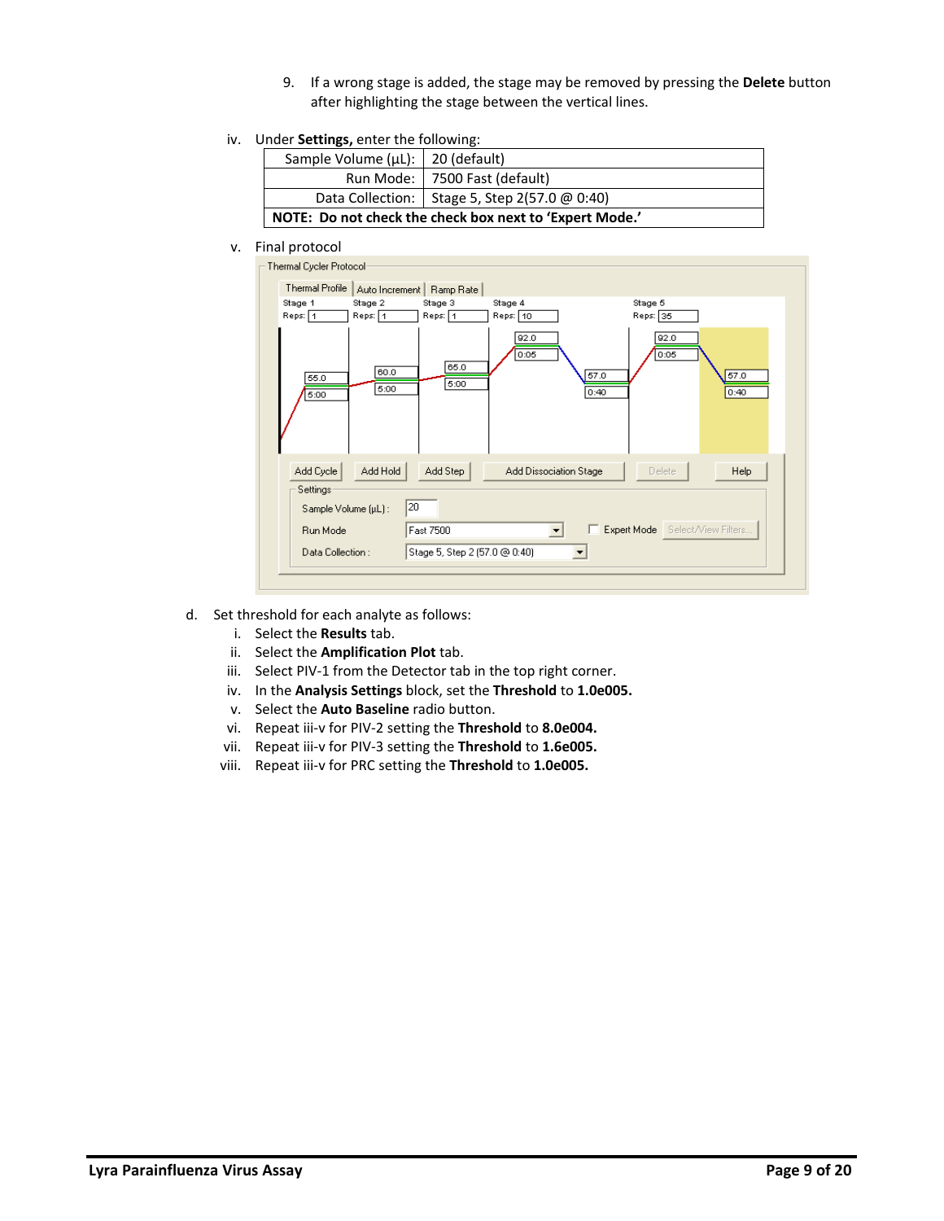9. If a wrong stage is added, the stage may be removed by pressing the **Delete** button after highlighting the stage between the vertical lines.

iv. Under **Settings,** enter the following:

| Sample Volume (µL): | 20 (default) |
|---:|---|
| Run Mode: | 7500 Fast (default) |
| Data Collection: | Stage 5, Step 2(57.0 @ 0:40) |
| **NOTE: Do not check the check box next to 'Expert Mode.'** | |

v. Final protocol

d. Set threshold for each analyte as follows:
   i. Select the **Results** tab.
   ii. Select the **Amplification Plot** tab.
   iii. Select PIV-1 from the Detector tab in the top right corner.
   iv. In the **Analysis Settings** block, set the **Threshold** to **1.0e005.**
   v. Select the **Auto Baseline** radio button.
   vi. Repeat iii-v for PIV-2 setting the **Threshold** to **8.0e004.**
   vii. Repeat iii-v for PIV-3 setting the **Threshold** to **1.6e005.**
   viii. Repeat iii-v for PRC setting the **Threshold** to **1.0e005.**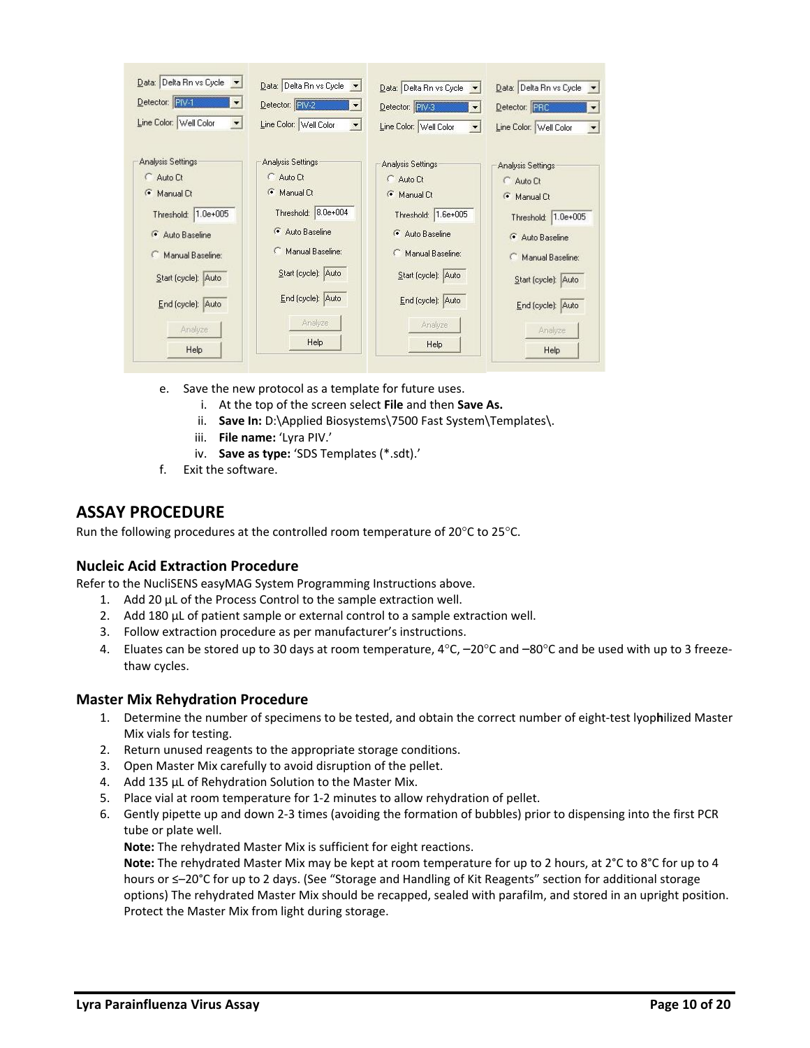| Data | Delta Rn vs Cycle | Delta Rn vs Cycle | Delta Rn vs Cycle | Delta Rn vs Cycle |
|---|---|---|---|---|
| Detector | PIV-1 | PIV-2 | PIV-3 | PRC |
| Line Color | Well Color | Well Color | Well Color | Well Color |
| Analysis Settings | Manual Ct | Manual Ct | Manual Ct | Manual Ct |
| Threshold | 1.0e+005 | 8.0e+004 | 1.6e+005 | 1.0e+005 |
| Baseline | Auto Baseline | Auto Baseline | Auto Baseline | Auto Baseline |
| Start (cycle) | Auto | Auto | Auto | Auto |
| End (cycle) | Auto | Auto | Auto | Auto |

e. Save the new protocol as a template for future uses.
   i. At the top of the screen select **File** and then **Save As.**
   ii. **Save In:** D:\Applied Biosystems\7500 Fast System\Templates\.
   iii. **File name:** 'Lyra PIV.'
   iv. **Save as type:** 'SDS Templates (*.sdt).'

f. Exit the software.

# ASSAY PROCEDURE

Run the following procedures at the controlled room temperature of 20°C to 25°C.

## Nucleic Acid Extraction Procedure

Refer to the NucliSENS easyMAG System Programming Instructions above.

1. Add 20 µL of the Process Control to the sample extraction well.
2. Add 180 µL of patient sample or external control to a sample extraction well.
3. Follow extraction procedure as per manufacturer's instructions.
4. Eluates can be stored up to 30 days at room temperature, 4°C, –20°C and –80°C and be used with up to 3 freeze-thaw cycles.

## Master Mix Rehydration Procedure

1. Determine the number of specimens to be tested, and obtain the correct number of eight-test lyophilized Master Mix vials for testing.
2. Return unused reagents to the appropriate storage conditions.
3. Open Master Mix carefully to avoid disruption of the pellet.
4. Add 135 µL of Rehydration Solution to the Master Mix.
5. Place vial at room temperature for 1-2 minutes to allow rehydration of pellet.
6. Gently pipette up and down 2-3 times (avoiding the formation of bubbles) prior to dispensing into the first PCR tube or plate well.

   **Note:** The rehydrated Master Mix is sufficient for eight reactions.

   **Note:** The rehydrated Master Mix may be kept at room temperature for up to 2 hours, at 2°C to 8°C for up to 4 hours or ≤–20°C for up to 2 days. (See "Storage and Handling of Kit Reagents" section for additional storage options) The rehydrated Master Mix should be recapped, sealed with parafilm, and stored in an upright position. Protect the Master Mix from light during storage.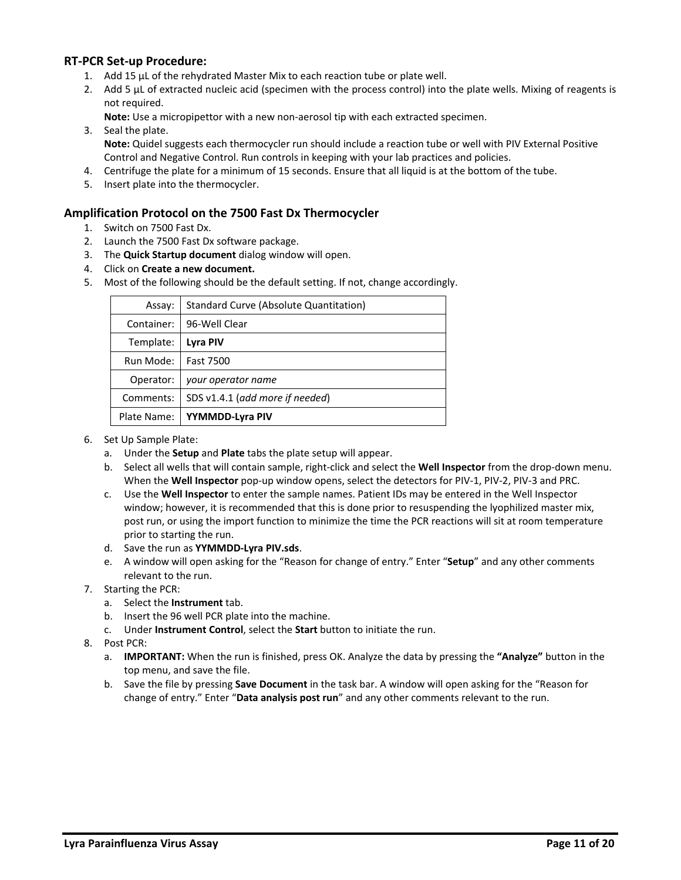## RT-PCR Set-up Procedure:

1. Add 15 µL of the rehydrated Master Mix to each reaction tube or plate well.
2. Add 5 µL of extracted nucleic acid (specimen with the process control) into the plate wells. Mixing of reagents is not required.
   **Note:** Use a micropipettor with a new non-aerosol tip with each extracted specimen.
3. Seal the plate.
   **Note:** Quidel suggests each thermocycler run should include a reaction tube or well with PIV External Positive Control and Negative Control. Run controls in keeping with your lab practices and policies.
4. Centrifuge the plate for a minimum of 15 seconds. Ensure that all liquid is at the bottom of the tube.
5. Insert plate into the thermocycler.

## Amplification Protocol on the 7500 Fast Dx Thermocycler

1. Switch on 7500 Fast Dx.
2. Launch the 7500 Fast Dx software package.
3. The **Quick Startup document** dialog window will open.
4. Click on **Create a new document.**
5. Most of the following should be the default setting. If not, change accordingly.

| | |
|---:|---|
| Assay: | Standard Curve (Absolute Quantitation) |
| Container: | 96-Well Clear |
| Template: | **Lyra PIV** |
| Run Mode: | Fast 7500 |
| Operator: | *your operator name* |
| Comments: | SDS v1.4.1 (*add more if needed*) |
| Plate Name: | **YYMMDD-Lyra PIV** |

6. Set Up Sample Plate:
   a. Under the **Setup** and **Plate** tabs the plate setup will appear.
   b. Select all wells that will contain sample, right-click and select the **Well Inspector** from the drop-down menu. When the **Well Inspector** pop-up window opens, select the detectors for PIV-1, PIV-2, PIV-3 and PRC.
   c. Use the **Well Inspector** to enter the sample names. Patient IDs may be entered in the Well Inspector window; however, it is recommended that this is done prior to resuspending the lyophilized master mix, post run, or using the import function to minimize the time the PCR reactions will sit at room temperature prior to starting the run.
   d. Save the run as **YYMMDD-Lyra PIV.sds**.
   e. A window will open asking for the "Reason for change of entry." Enter "**Setup**" and any other comments relevant to the run.
7. Starting the PCR:
   a. Select the **Instrument** tab.
   b. Insert the 96 well PCR plate into the machine.
   c. Under **Instrument Control**, select the **Start** button to initiate the run.
8. Post PCR:
   a. **IMPORTANT:** When the run is finished, press OK. Analyze the data by pressing the **"Analyze"** button in the top menu, and save the file.
   b. Save the file by pressing **Save Document** in the task bar. A window will open asking for the "Reason for change of entry." Enter "**Data analysis post run**" and any other comments relevant to the run.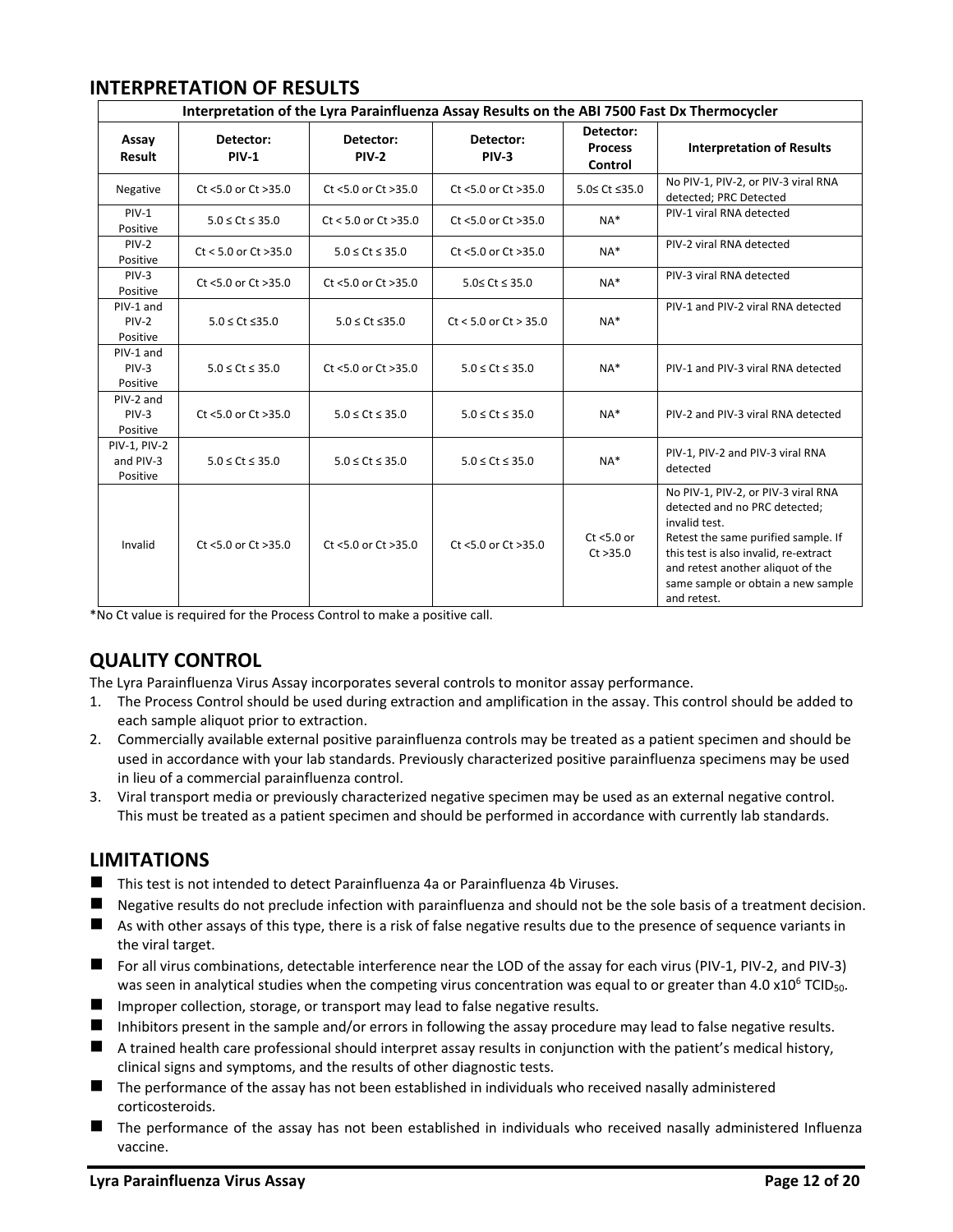## INTERPRETATION OF RESULTS

| Interpretation of the Lyra Parainfluenza Assay Results on the ABI 7500 Fast Dx Thermocycler | | | | | |
|---|---|---|---|---|---|
| **Assay Result** | **Detector: PIV-1** | **Detector: PIV-2** | **Detector: PIV-3** | **Detector: Process Control** | **Interpretation of Results** |
| Negative | Ct <5.0 or Ct >35.0 | Ct <5.0 or Ct >35.0 | Ct <5.0 or Ct >35.0 | 5.0≤ Ct ≤35.0 | No PIV-1, PIV-2, or PIV-3 viral RNA detected; PRC Detected |
| PIV-1 Positive | 5.0 ≤ Ct ≤ 35.0 | Ct < 5.0 or Ct >35.0 | Ct <5.0 or Ct >35.0 | NA* | PIV-1 viral RNA detected |
| PIV-2 Positive | Ct < 5.0 or Ct >35.0 | 5.0 ≤ Ct ≤ 35.0 | Ct <5.0 or Ct >35.0 | NA* | PIV-2 viral RNA detected |
| PIV-3 Positive | Ct <5.0 or Ct >35.0 | Ct <5.0 or Ct >35.0 | 5.0≤ Ct ≤ 35.0 | NA* | PIV-3 viral RNA detected |
| PIV-1 and PIV-2 Positive | 5.0 ≤ Ct ≤35.0 | 5.0 ≤ Ct ≤35.0 | Ct < 5.0 or Ct > 35.0 | NA* | PIV-1 and PIV-2 viral RNA detected |
| PIV-1 and PIV-3 Positive | 5.0 ≤ Ct ≤ 35.0 | Ct <5.0 or Ct >35.0 | 5.0 ≤ Ct ≤ 35.0 | NA* | PIV-1 and PIV-3 viral RNA detected |
| PIV-2 and PIV-3 Positive | Ct <5.0 or Ct >35.0 | 5.0 ≤ Ct ≤ 35.0 | 5.0 ≤ Ct ≤ 35.0 | NA* | PIV-2 and PIV-3 viral RNA detected |
| PIV-1, PIV-2 and PIV-3 Positive | 5.0 ≤ Ct ≤ 35.0 | 5.0 ≤ Ct ≤ 35.0 | 5.0 ≤ Ct ≤ 35.0 | NA* | PIV-1, PIV-2 and PIV-3 viral RNA detected |
| Invalid | Ct <5.0 or Ct >35.0 | Ct <5.0 or Ct >35.0 | Ct <5.0 or Ct >35.0 | Ct <5.0 or Ct >35.0 | No PIV-1, PIV-2, or PIV-3 viral RNA detected and no PRC detected; invalid test. Retest the same purified sample. If this test is also invalid, re-extract and retest another aliquot of the same sample or obtain a new sample and retest. |

*No Ct value is required for the Process Control to make a positive call.

## QUALITY CONTROL

The Lyra Parainfluenza Virus Assay incorporates several controls to monitor assay performance.

1. The Process Control should be used during extraction and amplification in the assay. This control should be added to each sample aliquot prior to extraction.
2. Commercially available external positive parainfluenza controls may be treated as a patient specimen and should be used in accordance with your lab standards. Previously characterized positive parainfluenza specimens may be used in lieu of a commercial parainfluenza control.
3. Viral transport media or previously characterized negative specimen may be used as an external negative control. This must be treated as a patient specimen and should be performed in accordance with currently lab standards.

## LIMITATIONS

- This test is not intended to detect Parainfluenza 4a or Parainfluenza 4b Viruses.
- Negative results do not preclude infection with parainfluenza and should not be the sole basis of a treatment decision.
- As with other assays of this type, there is a risk of false negative results due to the presence of sequence variants in the viral target.
- For all virus combinations, detectable interference near the LOD of the assay for each virus (PIV-1, PIV-2, and PIV-3) was seen in analytical studies when the competing virus concentration was equal to or greater than 4.0 x$10^6$ $TCID_{50}$.
- Improper collection, storage, or transport may lead to false negative results.
- Inhibitors present in the sample and/or errors in following the assay procedure may lead to false negative results.
- A trained health care professional should interpret assay results in conjunction with the patient's medical history, clinical signs and symptoms, and the results of other diagnostic tests.
- The performance of the assay has not been established in individuals who received nasally administered corticosteroids.
- The performance of the assay has not been established in individuals who received nasally administered Influenza vaccine.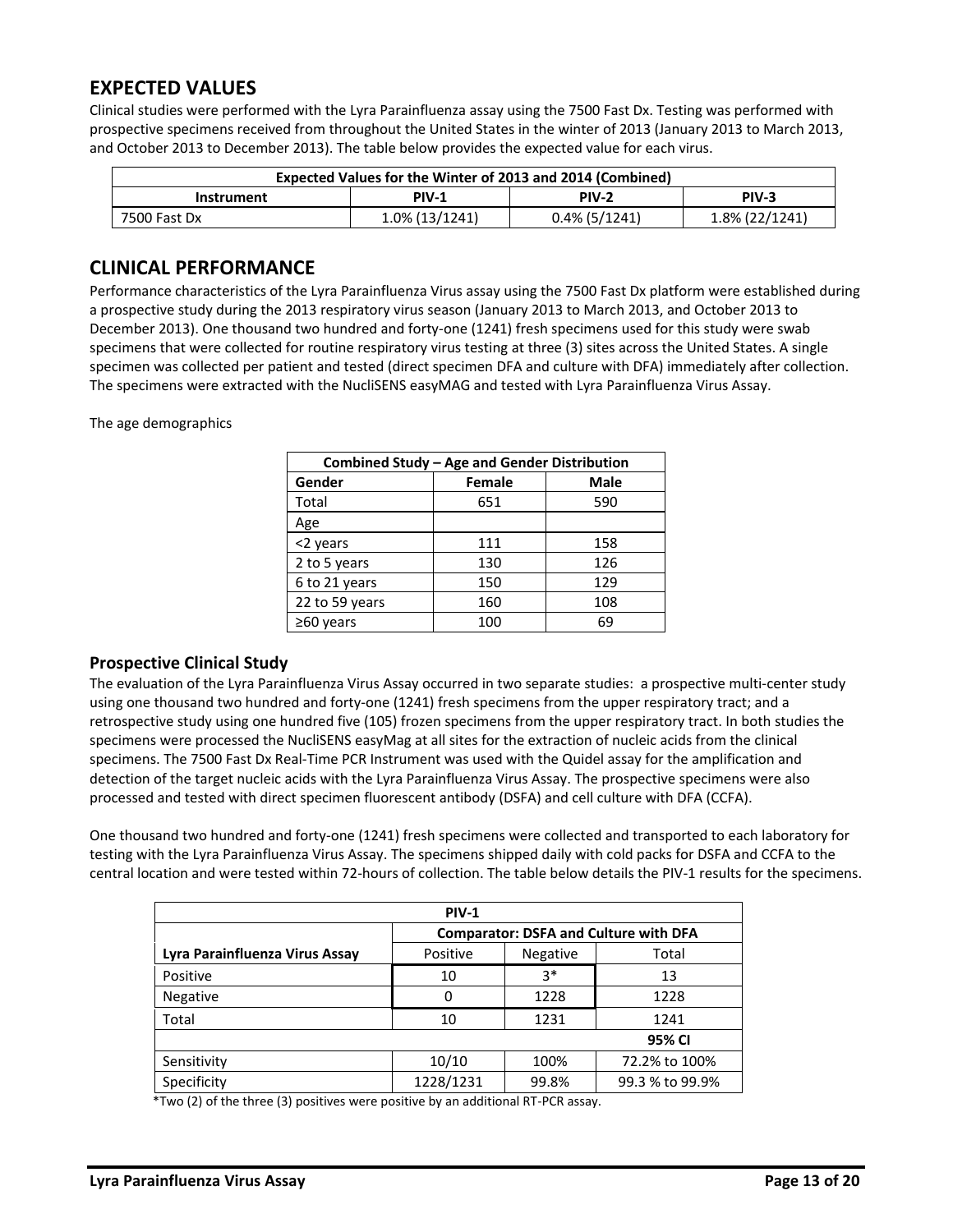## EXPECTED VALUES

Clinical studies were performed with the Lyra Parainfluenza assay using the 7500 Fast Dx. Testing was performed with prospective specimens received from throughout the United States in the winter of 2013 (January 2013 to March 2013, and October 2013 to December 2013). The table below provides the expected value for each virus.

| Expected Values for the Winter of 2013 and 2014 (Combined) | | | |
|---|---|---|---|
| **Instrument** | **PIV-1** | **PIV-2** | **PIV-3** |
| 7500 Fast Dx | 1.0% (13/1241) | 0.4% (5/1241) | 1.8% (22/1241) |

## CLINICAL PERFORMANCE

Performance characteristics of the Lyra Parainfluenza Virus assay using the 7500 Fast Dx platform were established during a prospective study during the 2013 respiratory virus season (January 2013 to March 2013, and October 2013 to December 2013). One thousand two hundred and forty-one (1241) fresh specimens used for this study were swab specimens that were collected for routine respiratory virus testing at three (3) sites across the United States. A single specimen was collected per patient and tested (direct specimen DFA and culture with DFA) immediately after collection. The specimens were extracted with the NucliSENS easyMAG and tested with Lyra Parainfluenza Virus Assay.

The age demographics

| Combined Study – Age and Gender Distribution | | |
|---|---|---|
| **Gender** | **Female** | **Male** |
| Total | 651 | 590 |
| Age | | |
| <2 years | 111 | 158 |
| 2 to 5 years | 130 | 126 |
| 6 to 21 years | 150 | 129 |
| 22 to 59 years | 160 | 108 |
| ≥60 years | 100 | 69 |

### Prospective Clinical Study

The evaluation of the Lyra Parainfluenza Virus Assay occurred in two separate studies: a prospective multi-center study using one thousand two hundred and forty-one (1241) fresh specimens from the upper respiratory tract; and a retrospective study using one hundred five (105) frozen specimens from the upper respiratory tract. In both studies the specimens were processed the NucliSENS easyMag at all sites for the extraction of nucleic acids from the clinical specimens. The 7500 Fast Dx Real-Time PCR Instrument was used with the Quidel assay for the amplification and detection of the target nucleic acids with the Lyra Parainfluenza Virus Assay. The prospective specimens were also processed and tested with direct specimen fluorescent antibody (DSFA) and cell culture with DFA (CCFA).

One thousand two hundred and forty-one (1241) fresh specimens were collected and transported to each laboratory for testing with the Lyra Parainfluenza Virus Assay. The specimens shipped daily with cold packs for DSFA and CCFA to the central location and were tested within 72-hours of collection. The table below details the PIV-1 results for the specimens.

| PIV-1 | | | |
|---|---|---|---|
| | **Comparator: DSFA and Culture with DFA** | | |
| **Lyra Parainfluenza Virus Assay** | Positive | Negative | Total |
| Positive | 10 | 3* | 13 |
| Negative | 0 | 1228 | 1228 |
| Total | 10 | 1231 | 1241 |
| | | | **95% CI** |
| Sensitivity | 10/10 | 100% | 72.2% to 100% |
| Specificity | 1228/1231 | 99.8% | 99.3 % to 99.9% |

*Two (2) of the three (3) positives were positive by an additional RT-PCR assay.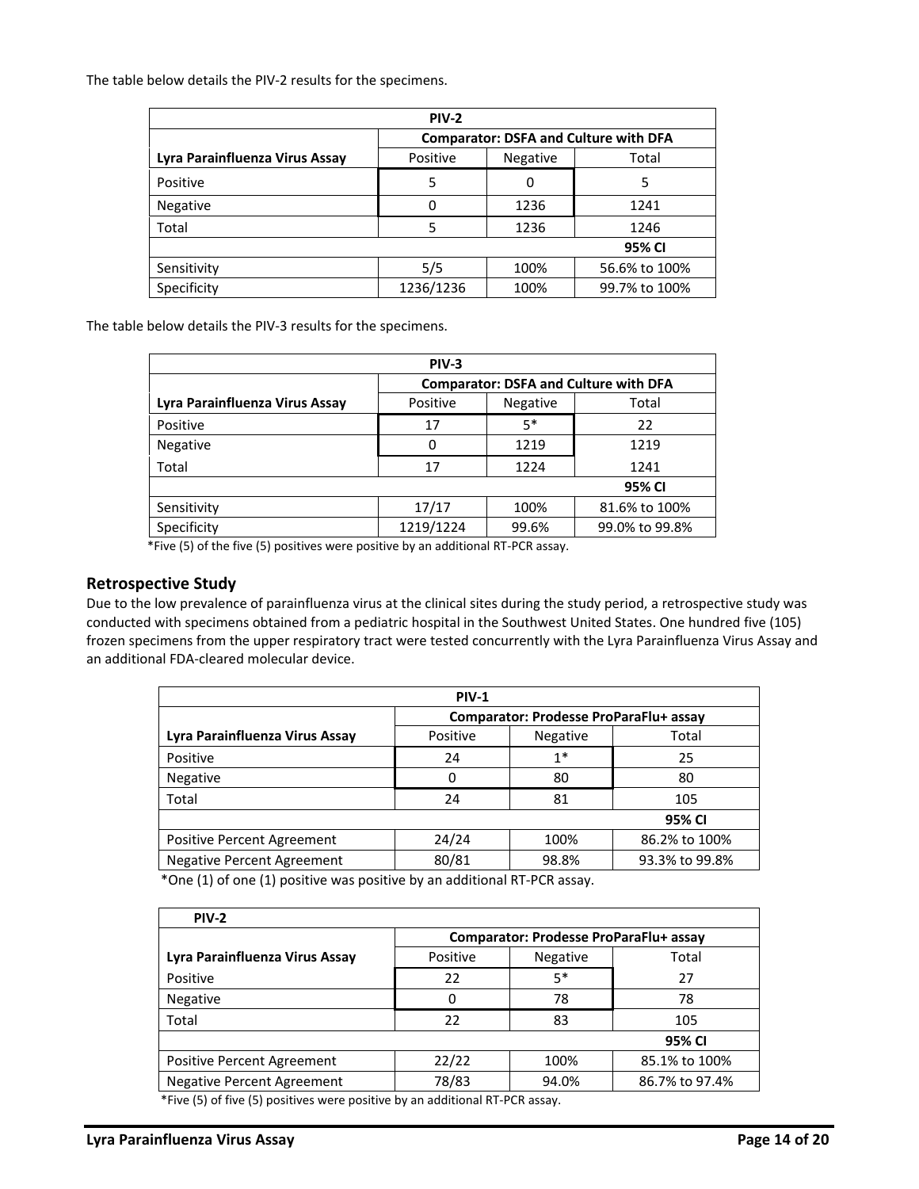The table below details the PIV-2 results for the specimens.

| PIV-2 | | | |
|---|---|---|---|
| | Comparator: DSFA and Culture with DFA | | |
| Lyra Parainfluenza Virus Assay | Positive | Negative | Total |
| Positive | 5 | 0 | 5 |
| Negative | 0 | 1236 | 1241 |
| Total | 5 | 1236 | 1246 |
| | | | 95% CI |
| Sensitivity | 5/5 | 100% | 56.6% to 100% |
| Specificity | 1236/1236 | 100% | 99.7% to 100% |

The table below details the PIV-3 results for the specimens.

| PIV-3 | | | |
|---|---|---|---|
| | Comparator: DSFA and Culture with DFA | | |
| Lyra Parainfluenza Virus Assay | Positive | Negative | Total |
| Positive | 17 | 5* | 22 |
| Negative | 0 | 1219 | 1219 |
| Total | 17 | 1224 | 1241 |
| | | | 95% CI |
| Sensitivity | 17/17 | 100% | 81.6% to 100% |
| Specificity | 1219/1224 | 99.6% | 99.0% to 99.8% |

*Five (5) of the five (5) positives were positive by an additional RT-PCR assay.

## Retrospective Study

Due to the low prevalence of parainfluenza virus at the clinical sites during the study period, a retrospective study was conducted with specimens obtained from a pediatric hospital in the Southwest United States. One hundred five (105) frozen specimens from the upper respiratory tract were tested concurrently with the Lyra Parainfluenza Virus Assay and an additional FDA-cleared molecular device.

| PIV-1 | | | |
|---|---|---|---|
| | Comparator: Prodesse ProParaFlu+ assay | | |
| Lyra Parainfluenza Virus Assay | Positive | Negative | Total |
| Positive | 24 | 1* | 25 |
| Negative | 0 | 80 | 80 |
| Total | 24 | 81 | 105 |
| | | | 95% CI |
| Positive Percent Agreement | 24/24 | 100% | 86.2% to 100% |
| Negative Percent Agreement | 80/81 | 98.8% | 93.3% to 99.8% |

*One (1) of one (1) positive was positive by an additional RT-PCR assay.

| PIV-2 | | | |
|---|---|---|---|
| | Comparator: Prodesse ProParaFlu+ assay | | |
| Lyra Parainfluenza Virus Assay | Positive | Negative | Total |
| Positive | 22 | 5* | 27 |
| Negative | 0 | 78 | 78 |
| Total | 22 | 83 | 105 |
| | | | 95% CI |
| Positive Percent Agreement | 22/22 | 100% | 85.1% to 100% |
| Negative Percent Agreement | 78/83 | 94.0% | 86.7% to 97.4% |

*Five (5) of five (5) positives were positive by an additional RT-PCR assay.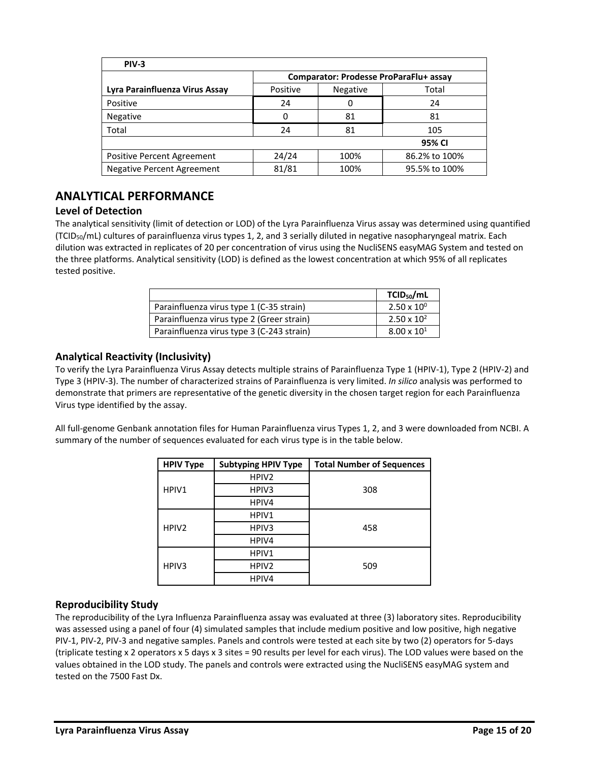| PIV-3 | | | |
|---|---|---|---|
| | Comparator: Prodesse ProParaFlu+ assay | | |
| **Lyra Parainfluenza Virus Assay** | Positive | Negative | Total |
| Positive | 24 | 0 | 24 |
| Negative | 0 | 81 | 81 |
| Total | 24 | 81 | 105 |
| | | | **95% CI** |
| Positive Percent Agreement | 24/24 | 100% | 86.2% to 100% |
| Negative Percent Agreement | 81/81 | 100% | 95.5% to 100% |

## ANALYTICAL PERFORMANCE

### Level of Detection

The analytical sensitivity (limit of detection or LOD) of the Lyra Parainfluenza Virus assay was determined using quantified ($TCID_{50}$/mL) cultures of parainfluenza virus types 1, 2, and 3 serially diluted in negative nasopharyngeal matrix. Each dilution was extracted in replicates of 20 per concentration of virus using the NucliSENS easyMAG System and tested on the three platforms. Analytical sensitivity (LOD) is defined as the lowest concentration at which 95% of all replicates tested positive.

| | $TCID_{50}$/mL |
|---|---|
| Parainfluenza virus type 1 (C-35 strain) | $2.50 \times 10^{0}$ |
| Parainfluenza virus type 2 (Greer strain) | $2.50 \times 10^{2}$ |
| Parainfluenza virus type 3 (C-243 strain) | $8.00 \times 10^{1}$ |

### Analytical Reactivity (Inclusivity)

To verify the Lyra Parainfluenza Virus Assay detects multiple strains of Parainfluenza Type 1 (HPIV-1), Type 2 (HPIV-2) and Type 3 (HPIV-3). The number of characterized strains of Parainfluenza is very limited. *In silico* analysis was performed to demonstrate that primers are representative of the genetic diversity in the chosen target region for each Parainfluenza Virus type identified by the assay.

All full-genome Genbank annotation files for Human Parainfluenza virus Types 1, 2, and 3 were downloaded from NCBI. A summary of the number of sequences evaluated for each virus type is in the table below.

| HPIV Type | Subtyping HPIV Type | Total Number of Sequences |
|---|---|---|
| HPIV1 | HPIV2 | 308 |
| | HPIV3 | |
| | HPIV4 | |
| HPIV2 | HPIV1 | 458 |
| | HPIV3 | |
| | HPIV4 | |
| HPIV3 | HPIV1 | 509 |
| | HPIV2 | |
| | HPIV4 | |

### Reproducibility Study

The reproducibility of the Lyra Influenza Parainfluenza assay was evaluated at three (3) laboratory sites. Reproducibility was assessed using a panel of four (4) simulated samples that include medium positive and low positive, high negative PIV-1, PIV-2, PIV-3 and negative samples. Panels and controls were tested at each site by two (2) operators for 5-days (triplicate testing x 2 operators x 5 days x 3 sites = 90 results per level for each virus). The LOD values were based on the values obtained in the LOD study. The panels and controls were extracted using the NucliSENS easyMAG system and tested on the 7500 Fast Dx.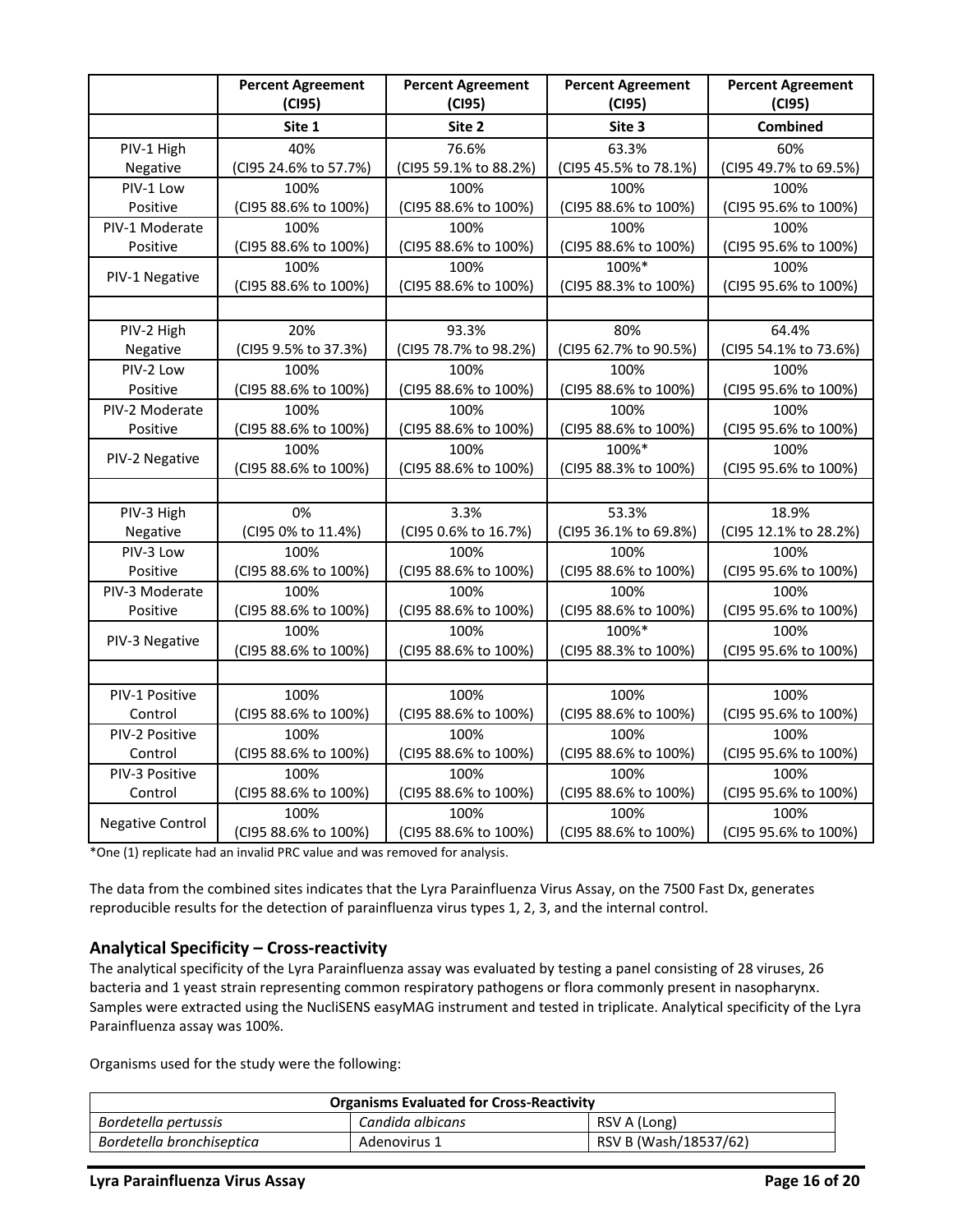| | Percent Agreement (CI95) | Percent Agreement (CI95) | Percent Agreement (CI95) | Percent Agreement (CI95) |
|---|---|---|---|---|
| | **Site 1** | **Site 2** | **Site 3** | **Combined** |
| PIV-1 High Negative | 40% (CI95 24.6% to 57.7%) | 76.6% (CI95 59.1% to 88.2%) | 63.3% (CI95 45.5% to 78.1%) | 60% (CI95 49.7% to 69.5%) |
| PIV-1 Low Positive | 100% (CI95 88.6% to 100%) | 100% (CI95 88.6% to 100%) | 100% (CI95 88.6% to 100%) | 100% (CI95 95.6% to 100%) |
| PIV-1 Moderate Positive | 100% (CI95 88.6% to 100%) | 100% (CI95 88.6% to 100%) | 100% (CI95 88.6% to 100%) | 100% (CI95 95.6% to 100%) |
| PIV-1 Negative | 100% (CI95 88.6% to 100%) | 100% (CI95 88.6% to 100%) | 100%* (CI95 88.3% to 100%) | 100% (CI95 95.6% to 100%) |
| | | | | |
| PIV-2 High Negative | 20% (CI95 9.5% to 37.3%) | 93.3% (CI95 78.7% to 98.2%) | 80% (CI95 62.7% to 90.5%) | 64.4% (CI95 54.1% to 73.6%) |
| PIV-2 Low Positive | 100% (CI95 88.6% to 100%) | 100% (CI95 88.6% to 100%) | 100% (CI95 88.6% to 100%) | 100% (CI95 95.6% to 100%) |
| PIV-2 Moderate Positive | 100% (CI95 88.6% to 100%) | 100% (CI95 88.6% to 100%) | 100% (CI95 88.6% to 100%) | 100% (CI95 95.6% to 100%) |
| PIV-2 Negative | 100% (CI95 88.6% to 100%) | 100% (CI95 88.6% to 100%) | 100%* (CI95 88.3% to 100%) | 100% (CI95 95.6% to 100%) |
| | | | | |
| PIV-3 High Negative | 0% (CI95 0% to 11.4%) | 3.3% (CI95 0.6% to 16.7%) | 53.3% (CI95 36.1% to 69.8%) | 18.9% (CI95 12.1% to 28.2%) |
| PIV-3 Low Positive | 100% (CI95 88.6% to 100%) | 100% (CI95 88.6% to 100%) | 100% (CI95 88.6% to 100%) | 100% (CI95 95.6% to 100%) |
| PIV-3 Moderate Positive | 100% (CI95 88.6% to 100%) | 100% (CI95 88.6% to 100%) | 100% (CI95 88.6% to 100%) | 100% (CI95 95.6% to 100%) |
| PIV-3 Negative | 100% (CI95 88.6% to 100%) | 100% (CI95 88.6% to 100%) | 100%* (CI95 88.3% to 100%) | 100% (CI95 95.6% to 100%) |
| | | | | |
| PIV-1 Positive Control | 100% (CI95 88.6% to 100%) | 100% (CI95 88.6% to 100%) | 100% (CI95 88.6% to 100%) | 100% (CI95 95.6% to 100%) |
| PIV-2 Positive Control | 100% (CI95 88.6% to 100%) | 100% (CI95 88.6% to 100%) | 100% (CI95 88.6% to 100%) | 100% (CI95 95.6% to 100%) |
| PIV-3 Positive Control | 100% (CI95 88.6% to 100%) | 100% (CI95 88.6% to 100%) | 100% (CI95 88.6% to 100%) | 100% (CI95 95.6% to 100%) |
| Negative Control | 100% (CI95 88.6% to 100%) | 100% (CI95 88.6% to 100%) | 100% (CI95 88.6% to 100%) | 100% (CI95 95.6% to 100%) |

*One (1) replicate had an invalid PRC value and was removed for analysis.

The data from the combined sites indicates that the Lyra Parainfluenza Virus Assay, on the 7500 Fast Dx, generates reproducible results for the detection of parainfluenza virus types 1, 2, 3, and the internal control.

## Analytical Specificity – Cross-reactivity

The analytical specificity of the Lyra Parainfluenza assay was evaluated by testing a panel consisting of 28 viruses, 26 bacteria and 1 yeast strain representing common respiratory pathogens or flora commonly present in nasopharynx. Samples were extracted using the NucliSENS easyMAG instrument and tested in triplicate. Analytical specificity of the Lyra Parainfluenza assay was 100%.

Organisms used for the study were the following:

| **Organisms Evaluated for Cross-Reactivity** | | |
|---|---|---|
| *Bordetella pertussis* | *Candida albicans* | RSV A (Long) |
| *Bordetella bronchiseptica* | Adenovirus 1 | RSV B (Wash/18537/62) |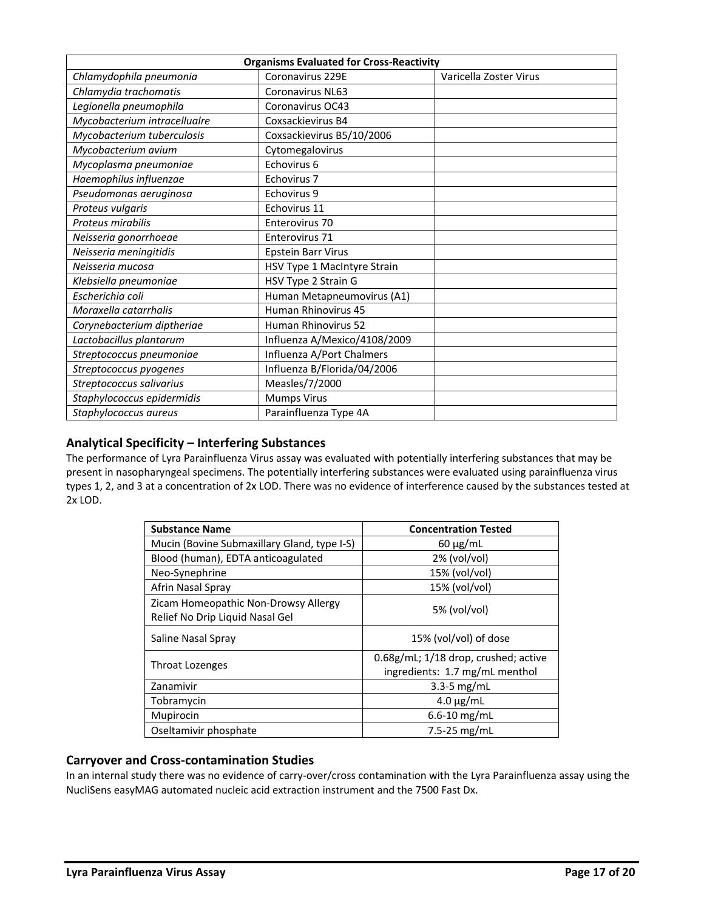| Organisms Evaluated for Cross-Reactivity | | |
|---|---|---|
| *Chlamydophila pneumonia* | Coronavirus 229E | Varicella Zoster Virus |
| *Chlamydia trachomatis* | Coronavirus NL63 | |
| *Legionella pneumophila* | Coronavirus OC43 | |
| *Mycobacterium intracellualre* | Coxsackievirus B4 | |
| *Mycobacterium tuberculosis* | Coxsackievirus B5/10/2006 | |
| *Mycobacterium avium* | Cytomegalovirus | |
| *Mycoplasma pneumoniae* | Echovirus 6 | |
| *Haemophilus influenzae* | Echovirus 7 | |
| *Pseudomonas aeruginosa* | Echovirus 9 | |
| *Proteus vulgaris* | Echovirus 11 | |
| *Proteus mirabilis* | Enterovirus 70 | |
| *Neisseria gonorrhoeae* | Enterovirus 71 | |
| *Neisseria meningitidis* | Epstein Barr Virus | |
| *Neisseria mucosa* | HSV Type 1 MacIntyre Strain | |
| *Klebsiella pneumoniae* | HSV Type 2 Strain G | |
| *Escherichia coli* | Human Metapneumovirus (A1) | |
| *Moraxella catarrhalis* | Human Rhinovirus 45 | |
| *Corynebacterium diptheriae* | Human Rhinovirus 52 | |
| *Lactobacillus plantarum* | Influenza A/Mexico/4108/2009 | |
| *Streptococcus pneumoniae* | Influenza A/Port Chalmers | |
| *Streptococcus pyogenes* | Influenza B/Florida/04/2006 | |
| *Streptococcus salivarius* | Measles/7/2000 | |
| *Staphylococcus epidermidis* | Mumps Virus | |
| *Staphylococcus aureus* | Parainfluenza Type 4A | |

## Analytical Specificity – Interfering Substances

The performance of Lyra Parainfluenza Virus assay was evaluated with potentially interfering substances that may be present in nasopharyngeal specimens. The potentially interfering substances were evaluated using parainfluenza virus types 1, 2, and 3 at a concentration of 2x LOD. There was no evidence of interference caused by the substances tested at 2x LOD.

| Substance Name | Concentration Tested |
|---|---|
| Mucin (Bovine Submaxillary Gland, type I-S) | 60 µg/mL |
| Blood (human), EDTA anticoagulated | 2% (vol/vol) |
| Neo-Synephrine | 15% (vol/vol) |
| Afrin Nasal Spray | 15% (vol/vol) |
| Zicam Homeopathic Non-Drowsy Allergy Relief No Drip Liquid Nasal Gel | 5% (vol/vol) |
| Saline Nasal Spray | 15% (vol/vol) of dose |
| Throat Lozenges | 0.68g/mL; 1/18 drop, crushed; active ingredients: 1.7 mg/mL menthol |
| Zanamivir | 3.3-5 mg/mL |
| Tobramycin | 4.0 µg/mL |
| Mupirocin | 6.6-10 mg/mL |
| Oseltamivir phosphate | 7.5-25 mg/mL |

## Carryover and Cross-contamination Studies

In an internal study there was no evidence of carry-over/cross contamination with the Lyra Parainfluenza assay using the NucliSens easyMAG automated nucleic acid extraction instrument and the 7500 Fast Dx.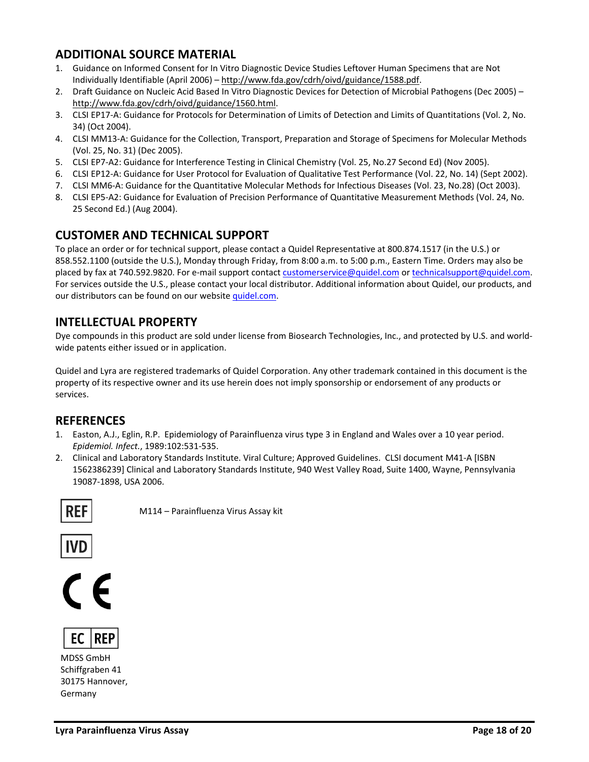## ADDITIONAL SOURCE MATERIAL

1. Guidance on Informed Consent for In Vitro Diagnostic Device Studies Leftover Human Specimens that are Not Individually Identifiable (April 2006) – http://www.fda.gov/cdrh/oivd/guidance/1588.pdf.
2. Draft Guidance on Nucleic Acid Based In Vitro Diagnostic Devices for Detection of Microbial Pathogens (Dec 2005) – http://www.fda.gov/cdrh/oivd/guidance/1560.html.
3. CLSI EP17-A: Guidance for Protocols for Determination of Limits of Detection and Limits of Quantitations (Vol. 2, No. 34) (Oct 2004).
4. CLSI MM13-A: Guidance for the Collection, Transport, Preparation and Storage of Specimens for Molecular Methods (Vol. 25, No. 31) (Dec 2005).
5. CLSI EP7-A2: Guidance for Interference Testing in Clinical Chemistry (Vol. 25, No.27 Second Ed) (Nov 2005).
6. CLSI EP12-A: Guidance for User Protocol for Evaluation of Qualitative Test Performance (Vol. 22, No. 14) (Sept 2002).
7. CLSI MM6-A: Guidance for the Quantitative Molecular Methods for Infectious Diseases (Vol. 23, No.28) (Oct 2003).
8. CLSI EP5-A2: Guidance for Evaluation of Precision Performance of Quantitative Measurement Methods (Vol. 24, No. 25 Second Ed.) (Aug 2004).

## CUSTOMER AND TECHNICAL SUPPORT

To place an order or for technical support, please contact a Quidel Representative at 800.874.1517 (in the U.S.) or 858.552.1100 (outside the U.S.), Monday through Friday, from 8:00 a.m. to 5:00 p.m., Eastern Time. Orders may also be placed by fax at 740.592.9820. For e-mail support contact customerservice@quidel.com or technicalsupport@quidel.com. For services outside the U.S., please contact your local distributor. Additional information about Quidel, our products, and our distributors can be found on our website quidel.com.

## INTELLECTUAL PROPERTY

Dye compounds in this product are sold under license from Biosearch Technologies, Inc., and protected by U.S. and world-wide patents either issued or in application.

Quidel and Lyra are registered trademarks of Quidel Corporation. Any other trademark contained in this document is the property of its respective owner and its use herein does not imply sponsorship or endorsement of any products or services.

## REFERENCES

1. Easton, A.J., Eglin, R.P. Epidemiology of Parainfluenza virus type 3 in England and Wales over a 10 year period. *Epidemiol. Infect.*, 1989:102:531-535.
2. Clinical and Laboratory Standards Institute. Viral Culture; Approved Guidelines. CLSI document M41-A [ISBN 1562386239] Clinical and Laboratory Standards Institute, 940 West Valley Road, Suite 1400, Wayne, Pennsylvania 19087-1898, USA 2006.

REF M114 – Parainfluenza Virus Assay kit

IVD

CE

EC REP

MDSS GmbH
Schiffgraben 41
30175 Hannover,
Germany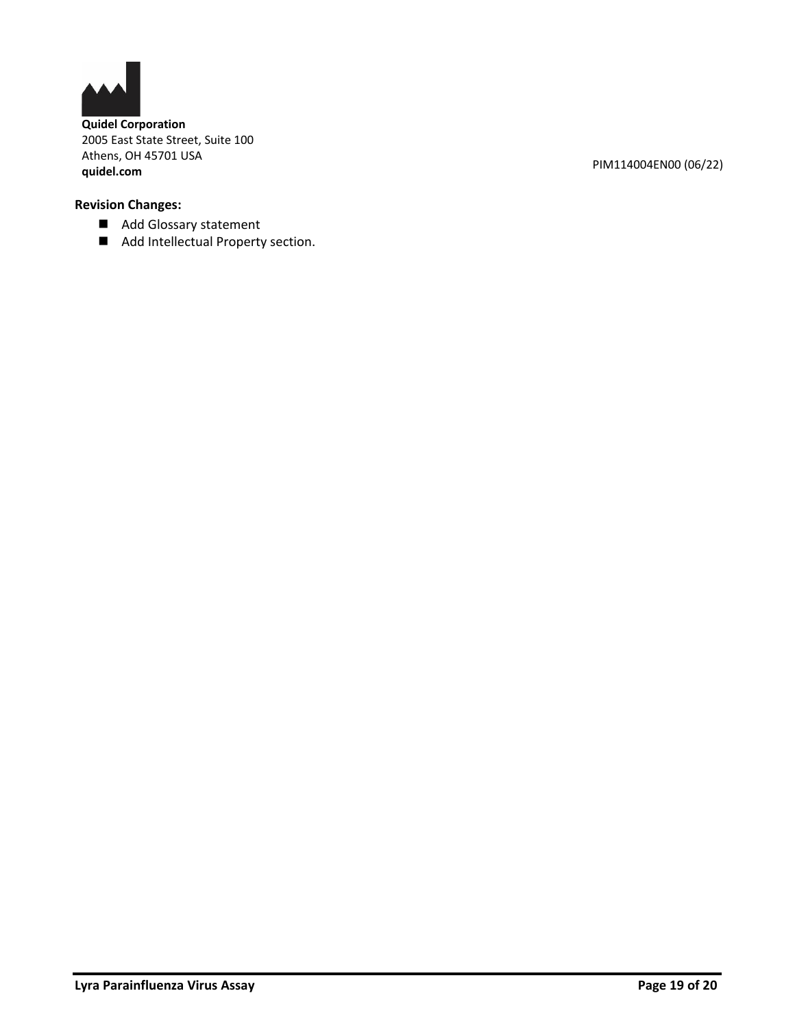**Quidel Corporation**
2005 East State Street, Suite 100
Athens, OH 45701 USA
**quidel.com**

PIM114004EN00 (06/22)

**Revision Changes:**

- Add Glossary statement
- Add Intellectual Property section.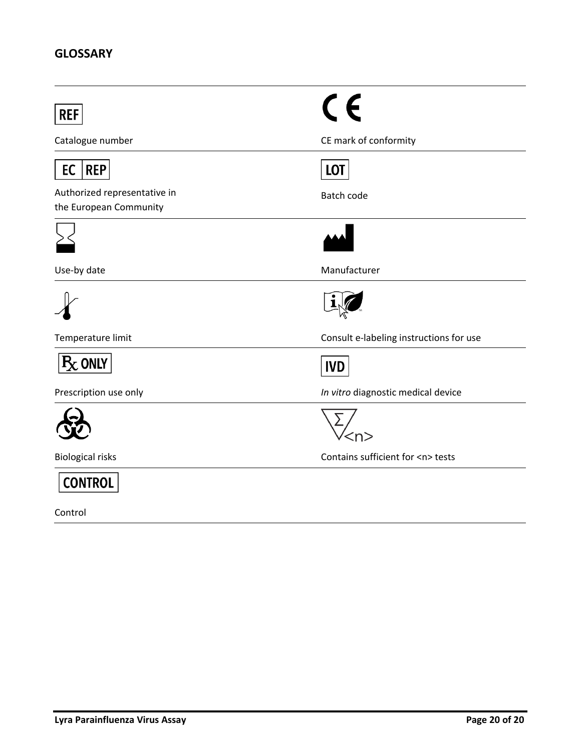## GLOSSARY

| | |
|---|---|
| REF<br>Catalogue number | CE mark of conformity |
| EC REP<br>Authorized representative in the European Community | LOT<br>Batch code |
| Use-by date | Manufacturer |
| Temperature limit | Consult e-labeling instructions for use |
| Rx ONLY<br>Prescription use only | IVD<br>*In vitro* diagnostic medical device |
| Biological risks | Contains sufficient for <n> tests |
| CONTROL<br>Control | |